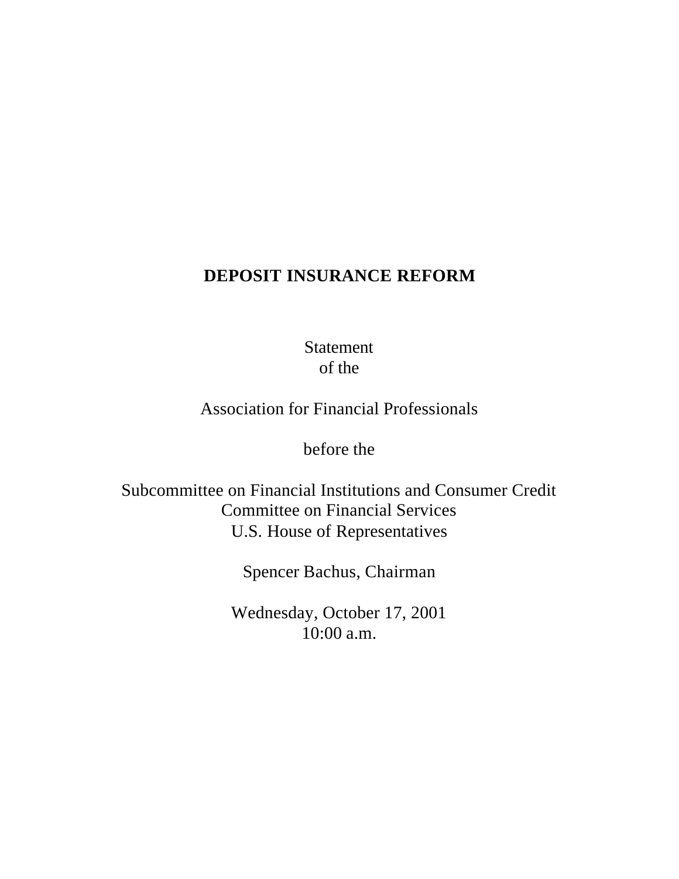# DEPOSIT INSURANCE REFORM

Statement
of the

Association for Financial Professionals

before the

Subcommittee on Financial Institutions and Consumer Credit
Committee on Financial Services
U.S. House of Representatives

Spencer Bachus, Chairman

Wednesday, October 17, 2001
10:00 a.m.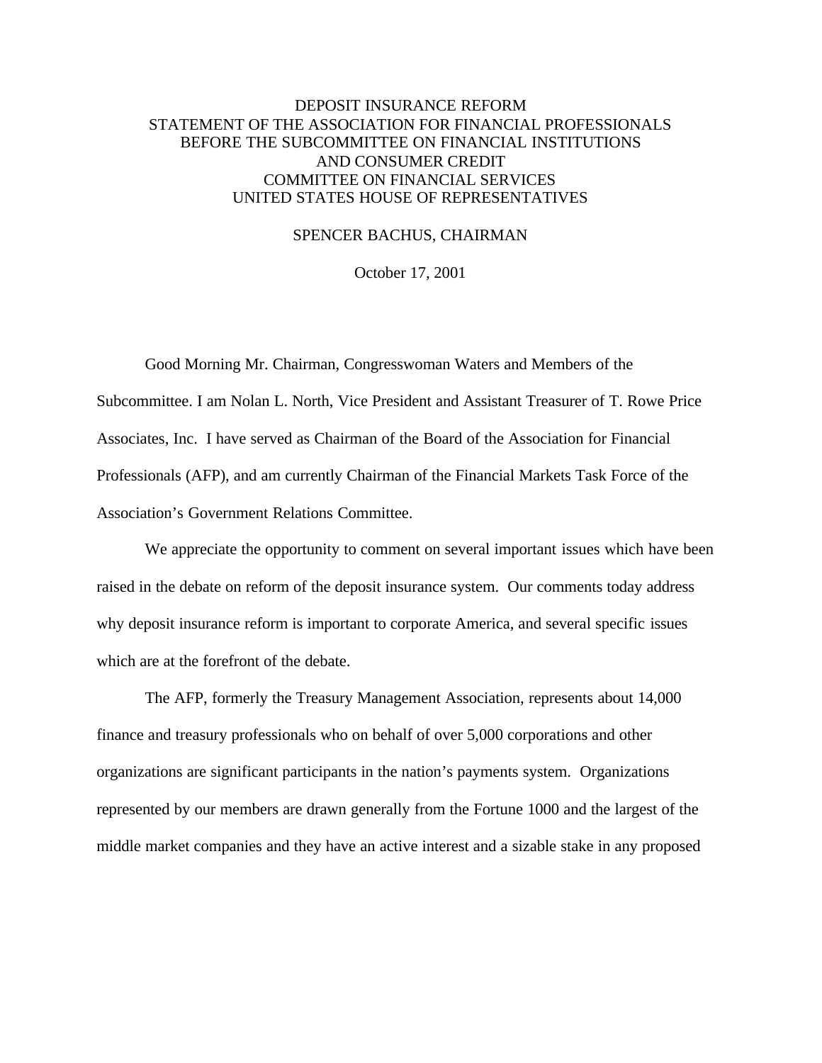DEPOSIT INSURANCE REFORM
STATEMENT OF THE ASSOCIATION FOR FINANCIAL PROFESSIONALS
BEFORE THE SUBCOMMITTEE ON FINANCIAL INSTITUTIONS
AND CONSUMER CREDIT
COMMITTEE ON FINANCIAL SERVICES
UNITED STATES HOUSE OF REPRESENTATIVES

SPENCER BACHUS, CHAIRMAN

October 17, 2001

Good Morning Mr. Chairman, Congresswoman Waters and Members of the Subcommittee. I am Nolan L. North, Vice President and Assistant Treasurer of T. Rowe Price Associates, Inc. I have served as Chairman of the Board of the Association for Financial Professionals (AFP), and am currently Chairman of the Financial Markets Task Force of the Association's Government Relations Committee.

We appreciate the opportunity to comment on several important issues which have been raised in the debate on reform of the deposit insurance system. Our comments today address why deposit insurance reform is important to corporate America, and several specific issues which are at the forefront of the debate.

The AFP, formerly the Treasury Management Association, represents about 14,000 finance and treasury professionals who on behalf of over 5,000 corporations and other organizations are significant participants in the nation's payments system. Organizations represented by our members are drawn generally from the Fortune 1000 and the largest of the middle market companies and they have an active interest and a sizable stake in any proposed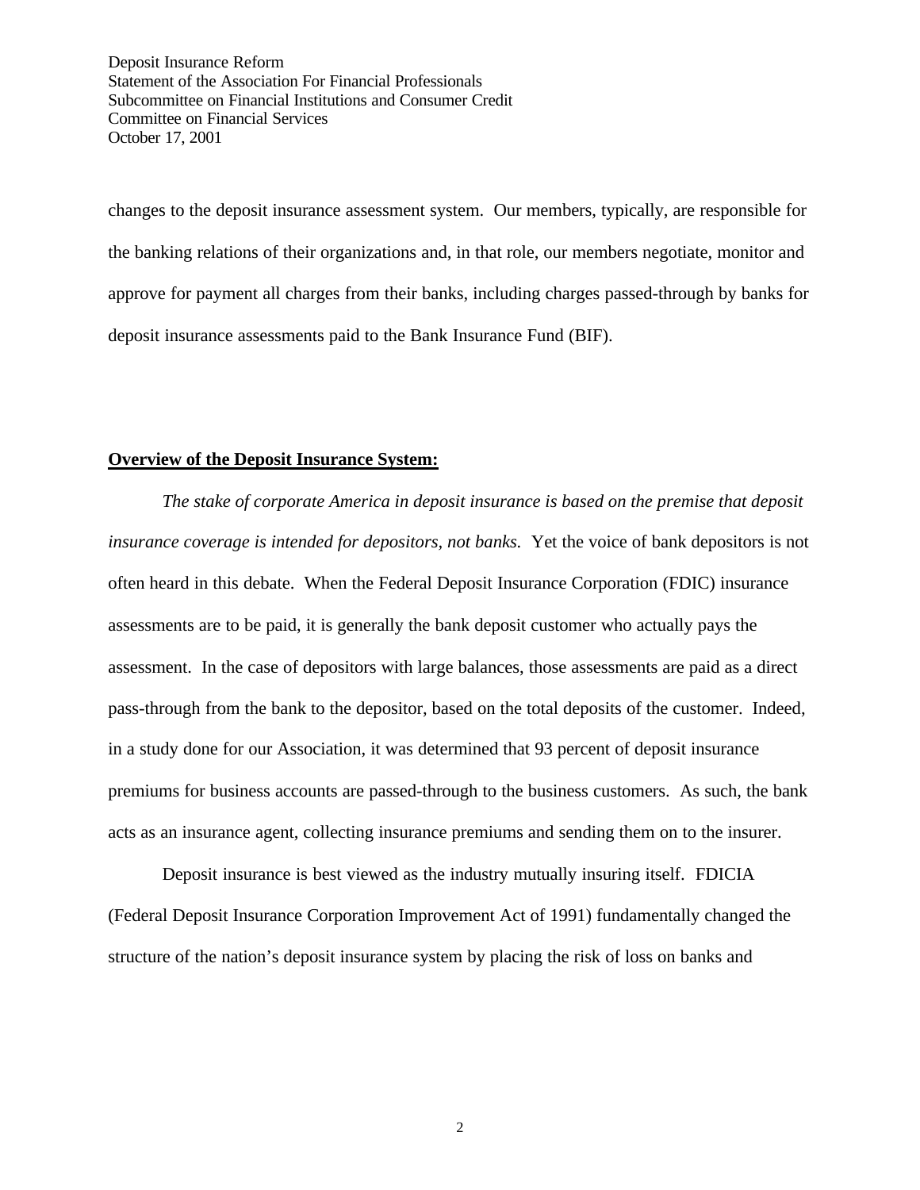changes to the deposit insurance assessment system. Our members, typically, are responsible for the banking relations of their organizations and, in that role, our members negotiate, monitor and approve for payment all charges from their banks, including charges passed-through by banks for deposit insurance assessments paid to the Bank Insurance Fund (BIF).

**Overview of the Deposit Insurance System:**

*The stake of corporate America in deposit insurance is based on the premise that deposit insurance coverage is intended for depositors, not banks.* Yet the voice of bank depositors is not often heard in this debate. When the Federal Deposit Insurance Corporation (FDIC) insurance assessments are to be paid, it is generally the bank deposit customer who actually pays the assessment. In the case of depositors with large balances, those assessments are paid as a direct pass-through from the bank to the depositor, based on the total deposits of the customer. Indeed, in a study done for our Association, it was determined that 93 percent of deposit insurance premiums for business accounts are passed-through to the business customers. As such, the bank acts as an insurance agent, collecting insurance premiums and sending them on to the insurer.

Deposit insurance is best viewed as the industry mutually insuring itself. FDICIA (Federal Deposit Insurance Corporation Improvement Act of 1991) fundamentally changed the structure of the nation's deposit insurance system by placing the risk of loss on banks and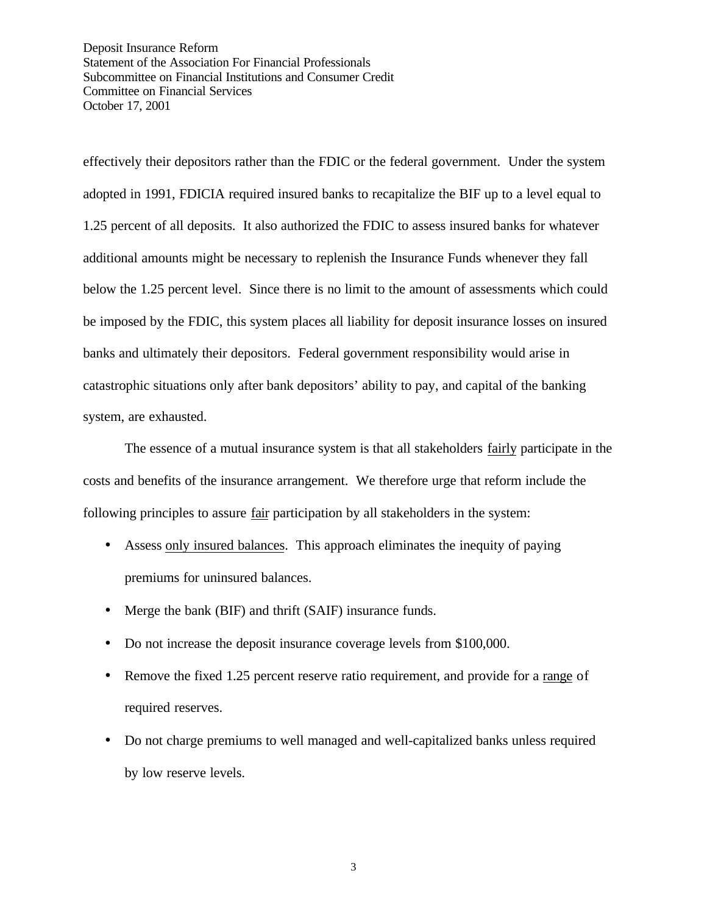effectively their depositors rather than the FDIC or the federal government. Under the system adopted in 1991, FDICIA required insured banks to recapitalize the BIF up to a level equal to 1.25 percent of all deposits. It also authorized the FDIC to assess insured banks for whatever additional amounts might be necessary to replenish the Insurance Funds whenever they fall below the 1.25 percent level. Since there is no limit to the amount of assessments which could be imposed by the FDIC, this system places all liability for deposit insurance losses on insured banks and ultimately their depositors. Federal government responsibility would arise in catastrophic situations only after bank depositors' ability to pay, and capital of the banking system, are exhausted.

The essence of a mutual insurance system is that all stakeholders <u>fairly</u> participate in the costs and benefits of the insurance arrangement. We therefore urge that reform include the following principles to assure <u>fair</u> participation by all stakeholders in the system:

- Assess <u>only insured balances</u>. This approach eliminates the inequity of paying premiums for uninsured balances.
- Merge the bank (BIF) and thrift (SAIF) insurance funds.
- Do not increase the deposit insurance coverage levels from $100,000.
- Remove the fixed 1.25 percent reserve ratio requirement, and provide for a <u>range</u> of required reserves.
- Do not charge premiums to well managed and well-capitalized banks unless required by low reserve levels.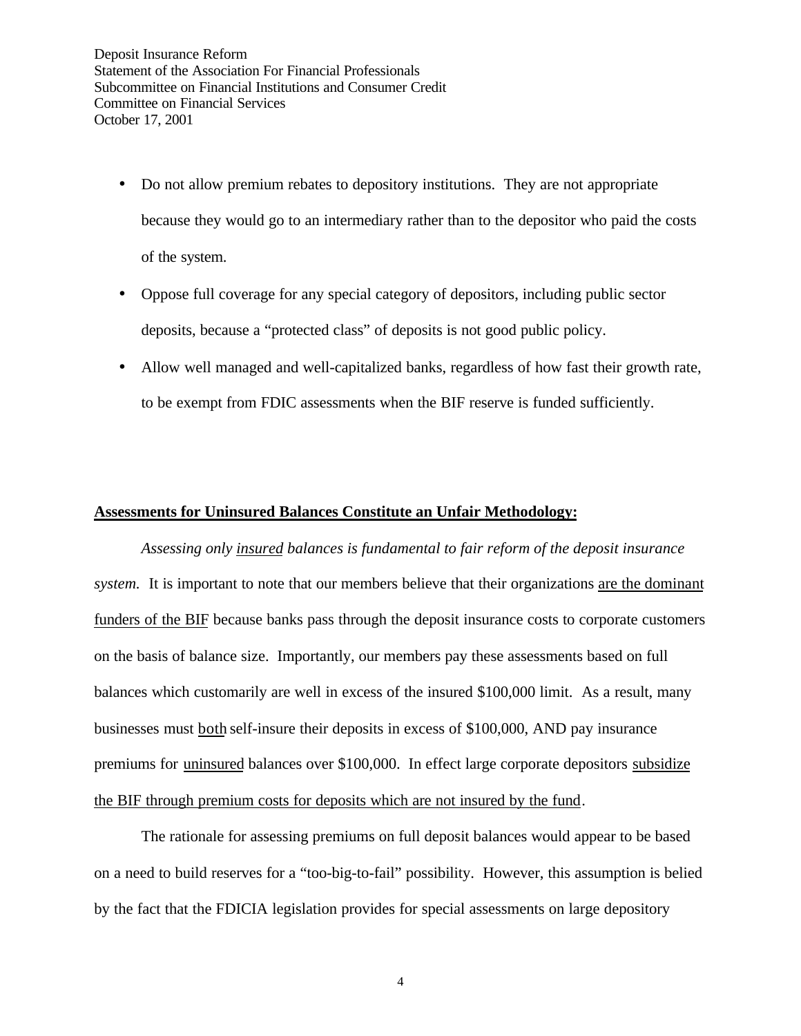- Do not allow premium rebates to depository institutions. They are not appropriate because they would go to an intermediary rather than to the depositor who paid the costs of the system.
- Oppose full coverage for any special category of depositors, including public sector deposits, because a "protected class" of deposits is not good public policy.
- Allow well managed and well-capitalized banks, regardless of how fast their growth rate, to be exempt from FDIC assessments when the BIF reserve is funded sufficiently.

**Assessments for Uninsured Balances Constitute an Unfair Methodology:**

*Assessing only insured balances is fundamental to fair reform of the deposit insurance system.* It is important to note that our members believe that their organizations are the dominant funders of the BIF because banks pass through the deposit insurance costs to corporate customers on the basis of balance size. Importantly, our members pay these assessments based on full balances which customarily are well in excess of the insured $100,000 limit. As a result, many businesses must both self-insure their deposits in excess of $100,000, AND pay insurance premiums for uninsured balances over $100,000. In effect large corporate depositors subsidize the BIF through premium costs for deposits which are not insured by the fund.

The rationale for assessing premiums on full deposit balances would appear to be based on a need to build reserves for a "too-big-to-fail" possibility. However, this assumption is belied by the fact that the FDICIA legislation provides for special assessments on large depository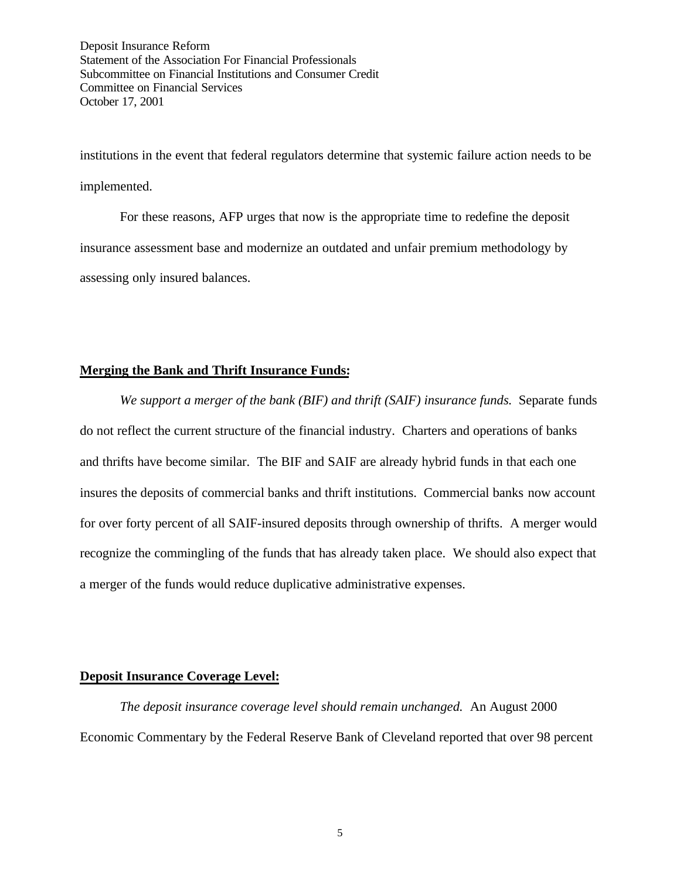institutions in the event that federal regulators determine that systemic failure action needs to be implemented.

For these reasons, AFP urges that now is the appropriate time to redefine the deposit insurance assessment base and modernize an outdated and unfair premium methodology by assessing only insured balances.

**Merging the Bank and Thrift Insurance Funds:**

*We support a merger of the bank (BIF) and thrift (SAIF) insurance funds.* Separate funds do not reflect the current structure of the financial industry. Charters and operations of banks and thrifts have become similar. The BIF and SAIF are already hybrid funds in that each one insures the deposits of commercial banks and thrift institutions. Commercial banks now account for over forty percent of all SAIF-insured deposits through ownership of thrifts. A merger would recognize the commingling of the funds that has already taken place. We should also expect that a merger of the funds would reduce duplicative administrative expenses.

**Deposit Insurance Coverage Level:**

*The deposit insurance coverage level should remain unchanged.* An August 2000 Economic Commentary by the Federal Reserve Bank of Cleveland reported that over 98 percent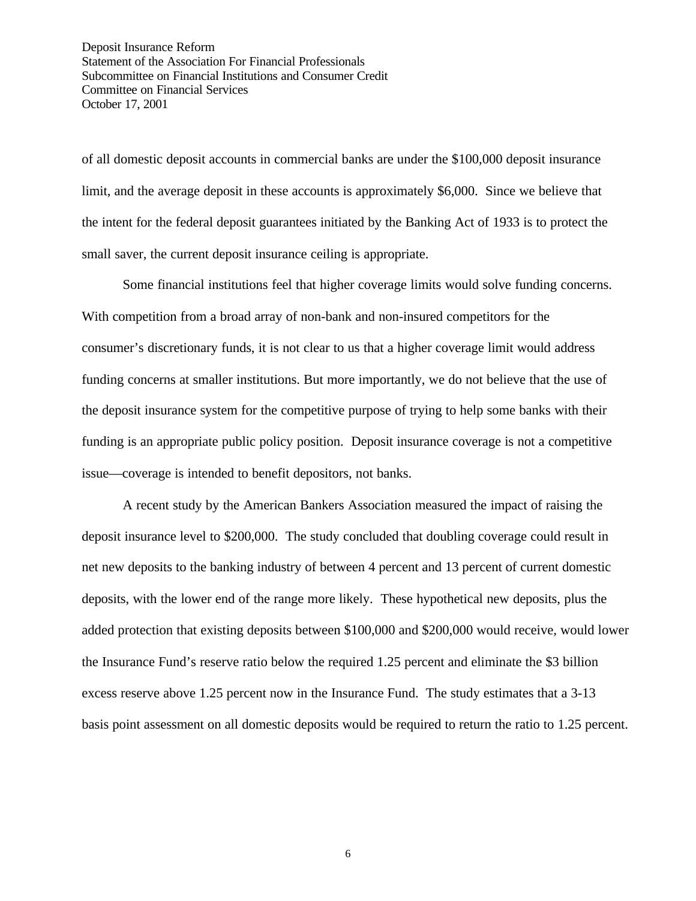of all domestic deposit accounts in commercial banks are under the $100,000 deposit insurance limit, and the average deposit in these accounts is approximately $6,000. Since we believe that the intent for the federal deposit guarantees initiated by the Banking Act of 1933 is to protect the small saver, the current deposit insurance ceiling is appropriate.

Some financial institutions feel that higher coverage limits would solve funding concerns. With competition from a broad array of non-bank and non-insured competitors for the consumer's discretionary funds, it is not clear to us that a higher coverage limit would address funding concerns at smaller institutions. But more importantly, we do not believe that the use of the deposit insurance system for the competitive purpose of trying to help some banks with their funding is an appropriate public policy position. Deposit insurance coverage is not a competitive issue—coverage is intended to benefit depositors, not banks.

A recent study by the American Bankers Association measured the impact of raising the deposit insurance level to $200,000. The study concluded that doubling coverage could result in net new deposits to the banking industry of between 4 percent and 13 percent of current domestic deposits, with the lower end of the range more likely. These hypothetical new deposits, plus the added protection that existing deposits between $100,000 and $200,000 would receive, would lower the Insurance Fund's reserve ratio below the required 1.25 percent and eliminate the $3 billion excess reserve above 1.25 percent now in the Insurance Fund. The study estimates that a 3-13 basis point assessment on all domestic deposits would be required to return the ratio to 1.25 percent.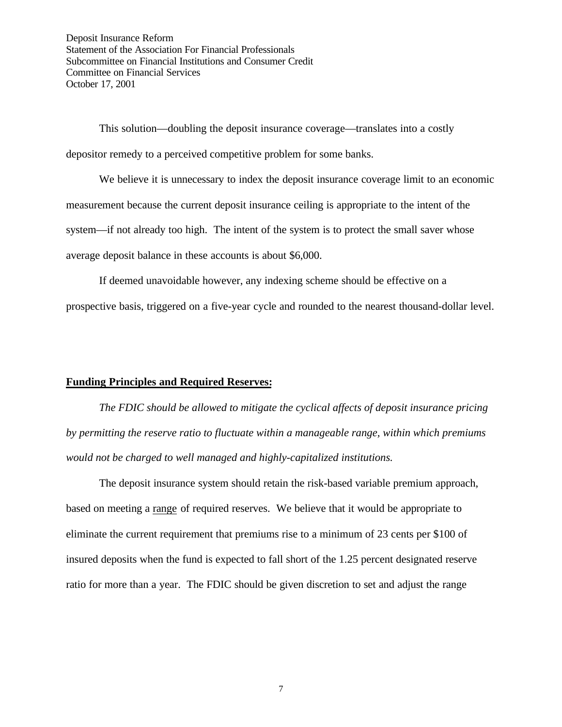This solution—doubling the deposit insurance coverage—translates into a costly depositor remedy to a perceived competitive problem for some banks.

We believe it is unnecessary to index the deposit insurance coverage limit to an economic measurement because the current deposit insurance ceiling is appropriate to the intent of the system—if not already too high. The intent of the system is to protect the small saver whose average deposit balance in these accounts is about $6,000.

If deemed unavoidable however, any indexing scheme should be effective on a prospective basis, triggered on a five-year cycle and rounded to the nearest thousand-dollar level.

**Funding Principles and Required Reserves:**

*The FDIC should be allowed to mitigate the cyclical affects of deposit insurance pricing by permitting the reserve ratio to fluctuate within a manageable range, within which premiums would not be charged to well managed and highly-capitalized institutions.*

The deposit insurance system should retain the risk-based variable premium approach, based on meeting a range of required reserves. We believe that it would be appropriate to eliminate the current requirement that premiums rise to a minimum of 23 cents per $100 of insured deposits when the fund is expected to fall short of the 1.25 percent designated reserve ratio for more than a year. The FDIC should be given discretion to set and adjust the range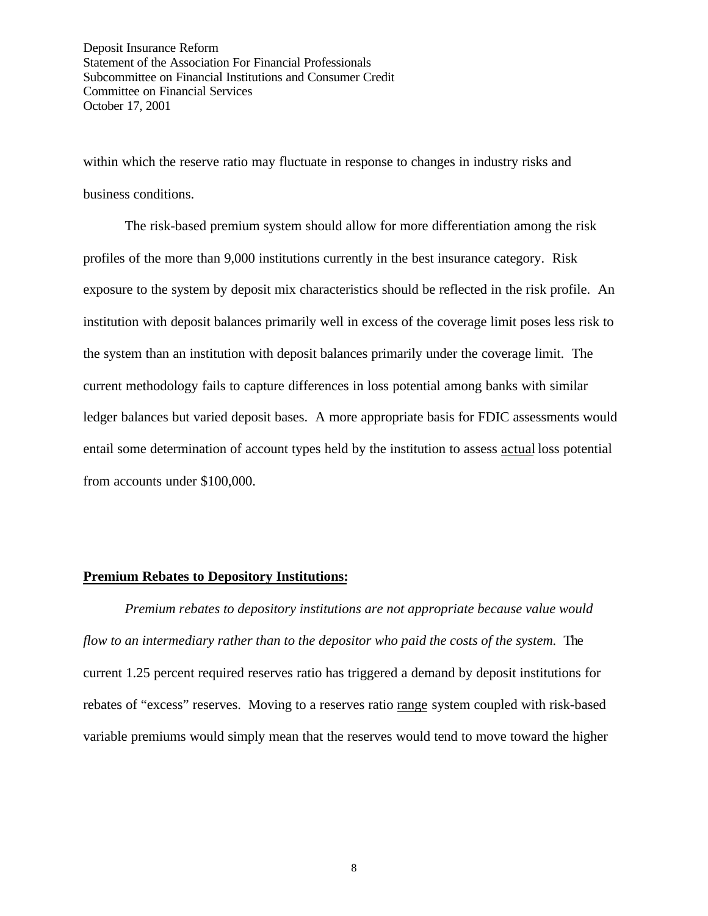within which the reserve ratio may fluctuate in response to changes in industry risks and business conditions.

The risk-based premium system should allow for more differentiation among the risk profiles of the more than 9,000 institutions currently in the best insurance category. Risk exposure to the system by deposit mix characteristics should be reflected in the risk profile. An institution with deposit balances primarily well in excess of the coverage limit poses less risk to the system than an institution with deposit balances primarily under the coverage limit. The current methodology fails to capture differences in loss potential among banks with similar ledger balances but varied deposit bases. A more appropriate basis for FDIC assessments would entail some determination of account types held by the institution to assess <u>actual</u> loss potential from accounts under $100,000.

**<u>Premium Rebates to Depository Institutions:</u>**

*Premium rebates to depository institutions are not appropriate because value would flow to an intermediary rather than to the depositor who paid the costs of the system.* The current 1.25 percent required reserves ratio has triggered a demand by deposit institutions for rebates of "excess" reserves. Moving to a reserves ratio <u>range</u> system coupled with risk-based variable premiums would simply mean that the reserves would tend to move toward the higher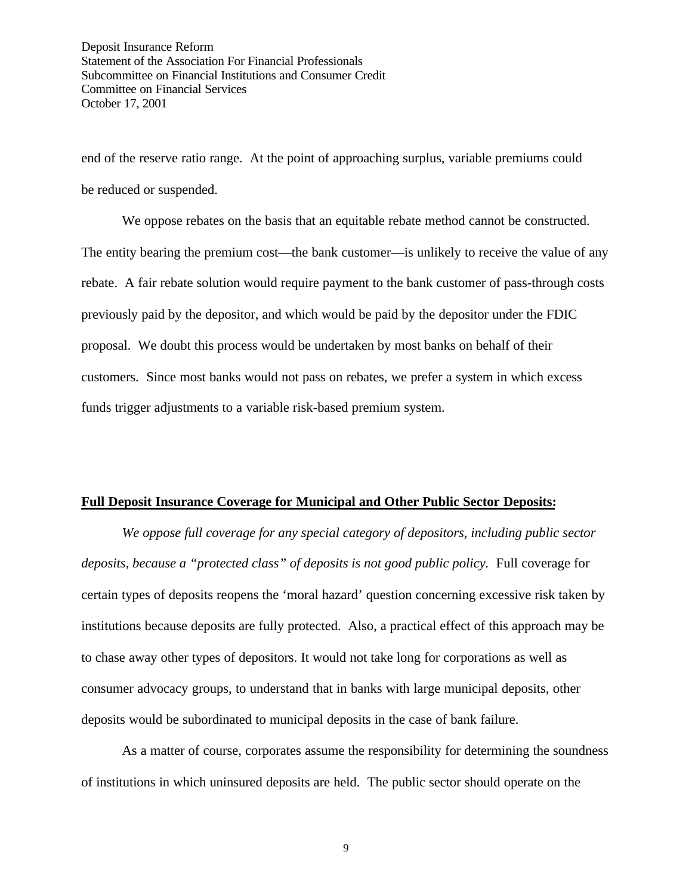end of the reserve ratio range. At the point of approaching surplus, variable premiums could be reduced or suspended.

We oppose rebates on the basis that an equitable rebate method cannot be constructed. The entity bearing the premium cost—the bank customer—is unlikely to receive the value of any rebate. A fair rebate solution would require payment to the bank customer of pass-through costs previously paid by the depositor, and which would be paid by the depositor under the FDIC proposal. We doubt this process would be undertaken by most banks on behalf of their customers. Since most banks would not pass on rebates, we prefer a system in which excess funds trigger adjustments to a variable risk-based premium system.

**Full Deposit Insurance Coverage for Municipal and Other Public Sector Deposits:**

*We oppose full coverage for any special category of depositors, including public sector deposits, because a "protected class" of deposits is not good public policy.* Full coverage for certain types of deposits reopens the 'moral hazard' question concerning excessive risk taken by institutions because deposits are fully protected. Also, a practical effect of this approach may be to chase away other types of depositors. It would not take long for corporations as well as consumer advocacy groups, to understand that in banks with large municipal deposits, other deposits would be subordinated to municipal deposits in the case of bank failure.

As a matter of course, corporates assume the responsibility for determining the soundness of institutions in which uninsured deposits are held. The public sector should operate on the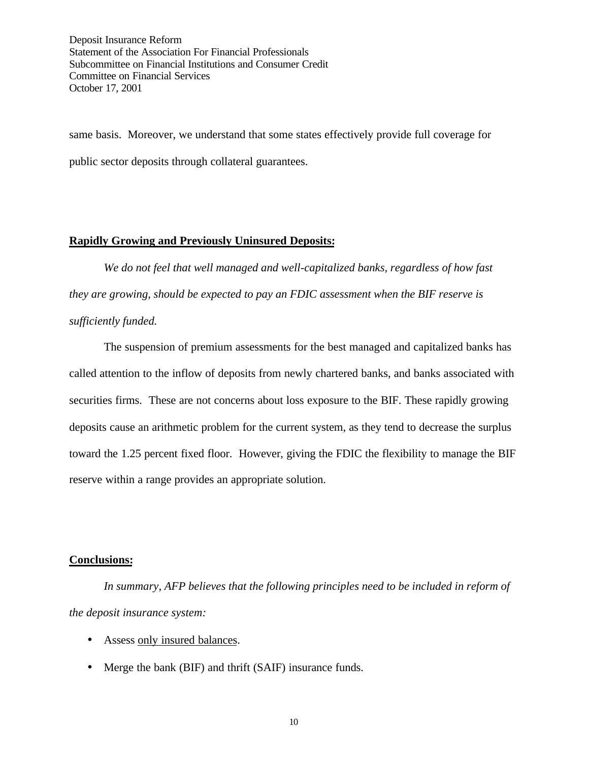same basis. Moreover, we understand that some states effectively provide full coverage for public sector deposits through collateral guarantees.

**Rapidly Growing and Previously Uninsured Deposits:**

*We do not feel that well managed and well-capitalized banks, regardless of how fast they are growing, should be expected to pay an FDIC assessment when the BIF reserve is sufficiently funded.*

The suspension of premium assessments for the best managed and capitalized banks has called attention to the inflow of deposits from newly chartered banks, and banks associated with securities firms. These are not concerns about loss exposure to the BIF. These rapidly growing deposits cause an arithmetic problem for the current system, as they tend to decrease the surplus toward the 1.25 percent fixed floor. However, giving the FDIC the flexibility to manage the BIF reserve within a range provides an appropriate solution.

**Conclusions:**

*In summary, AFP believes that the following principles need to be included in reform of the deposit insurance system:*

- Assess only insured balances.
- Merge the bank (BIF) and thrift (SAIF) insurance funds.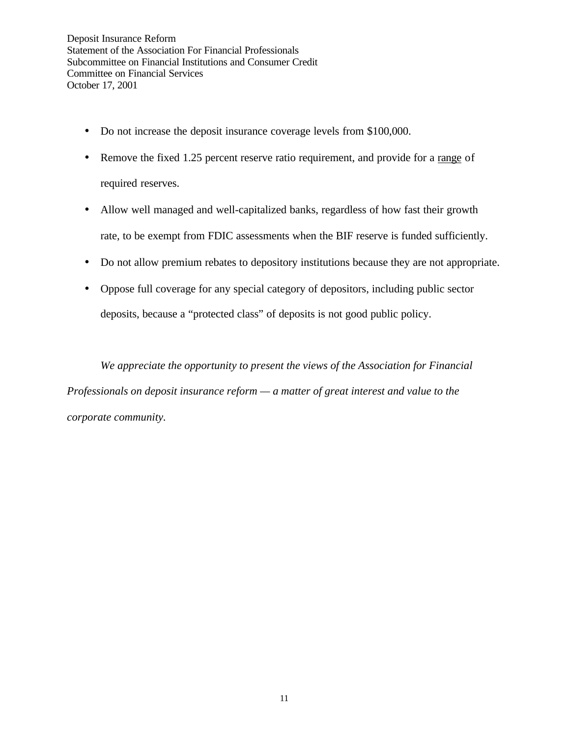- Do not increase the deposit insurance coverage levels from $100,000.
- Remove the fixed 1.25 percent reserve ratio requirement, and provide for a <u>range</u> of required reserves.
- Allow well managed and well-capitalized banks, regardless of how fast their growth rate, to be exempt from FDIC assessments when the BIF reserve is funded sufficiently.
- Do not allow premium rebates to depository institutions because they are not appropriate.
- Oppose full coverage for any special category of depositors, including public sector deposits, because a "protected class" of deposits is not good public policy.

*We appreciate the opportunity to present the views of the Association for Financial Professionals on deposit insurance reform — a matter of great interest and value to the corporate community.*